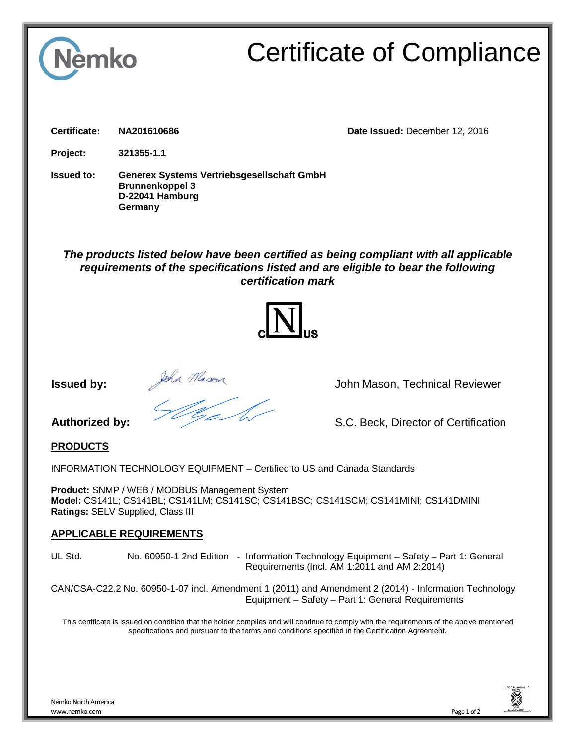# Certificate of Compliance

**Certificate:** **NA201610686** **Date Issued:** December 12, 2016

**Project:** **321355-1.1**

**Issued to:** **Generex Systems Vertriebsgesellschaft GmbH**
**Brunnenkoppel 3**
**D-22041 Hamburg**
**Germany**

***The products listed below have been certified as being compliant with all applicable requirements of the specifications listed and are eligible to bear the following certification mark***

**Issued by:** John Mason, Technical Reviewer

**Authorized by:** S.C. Beck, Director of Certification

## PRODUCTS

INFORMATION TECHNOLOGY EQUIPMENT – Certified to US and Canada Standards

**Product:** SNMP / WEB / MODBUS Management System
**Model:** CS141L; CS141BL; CS141LM; CS141SC; CS141BSC; CS141SCM; CS141MINI; CS141DMINI
**Ratings:** SELV Supplied, Class III

## APPLICABLE REQUIREMENTS

UL Std. No. 60950-1 2nd Edition - Information Technology Equipment – Safety – Part 1: General Requirements (Incl. AM 1:2011 and AM 2:2014)

CAN/CSA-C22.2 No. 60950-1-07 incl. Amendment 1 (2011) and Amendment 2 (2014) - Information Technology Equipment – Safety – Part 1: General Requirements

This certificate is issued on condition that the holder complies and will continue to comply with the requirements of the above mentioned specifications and pursuant to the terms and conditions specified in the Certification Agreement.

Nemko North America
www.nemko.com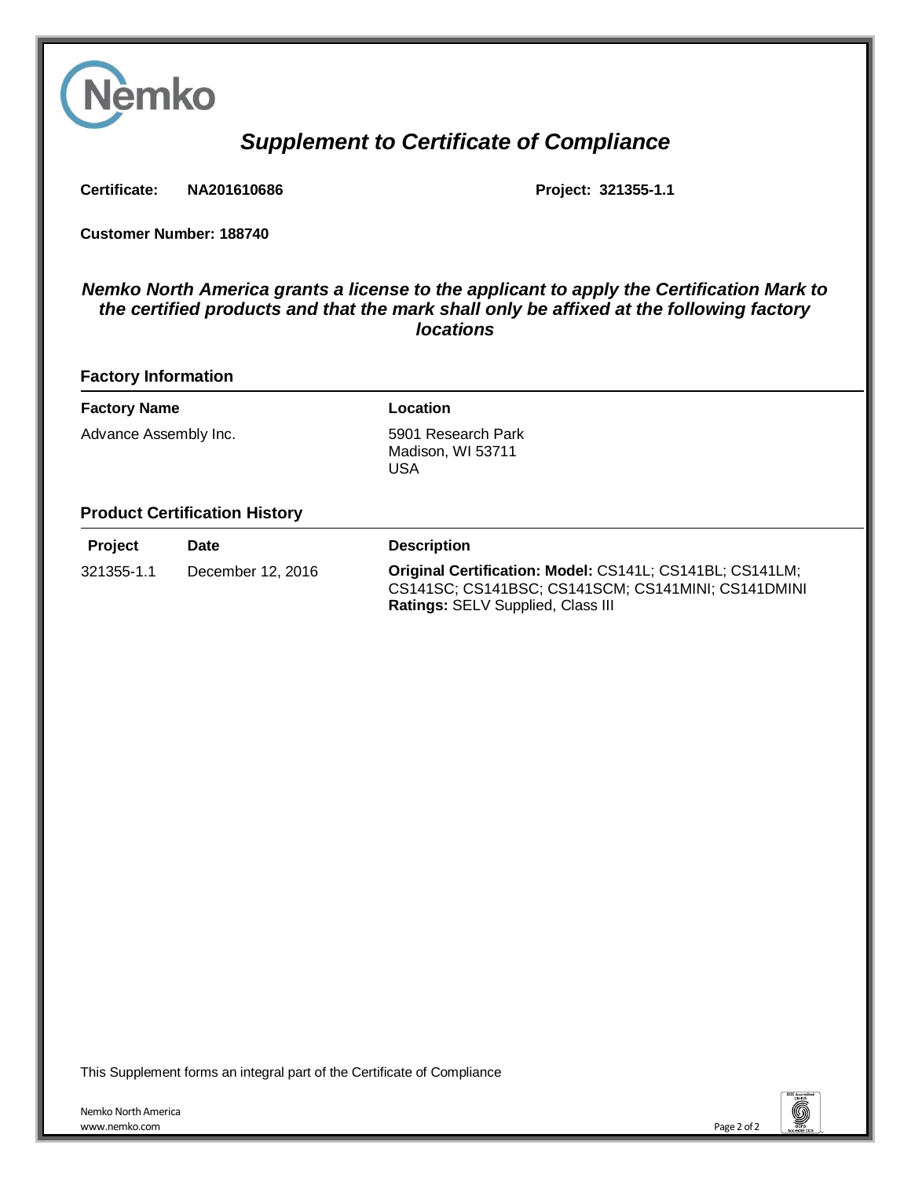# *Supplement to Certificate of Compliance*

**Certificate:** **NA201610686** **Project: 321355-1.1**

**Customer Number: 188740**

***Nemko North America grants a license to the applicant to apply the Certification Mark to the certified products and that the mark shall only be affixed at the following factory locations***

## Factory Information

| Factory Name | Location |
|---|---|
| Advance Assembly Inc. | 5901 Research Park<br>Madison, WI 53711<br>USA |

## Product Certification History

| Project | Date | Description |
|---|---|---|
| 321355-1.1 | December 12, 2016 | **Original Certification: Model:** CS141L; CS141BL; CS141LM; CS141SC; CS141BSC; CS141SCM; CS141MINI; CS141DMINI<br>**Ratings:** SELV Supplied, Class III |

This Supplement forms an integral part of the Certificate of Compliance

Nemko North America
www.nemko.com